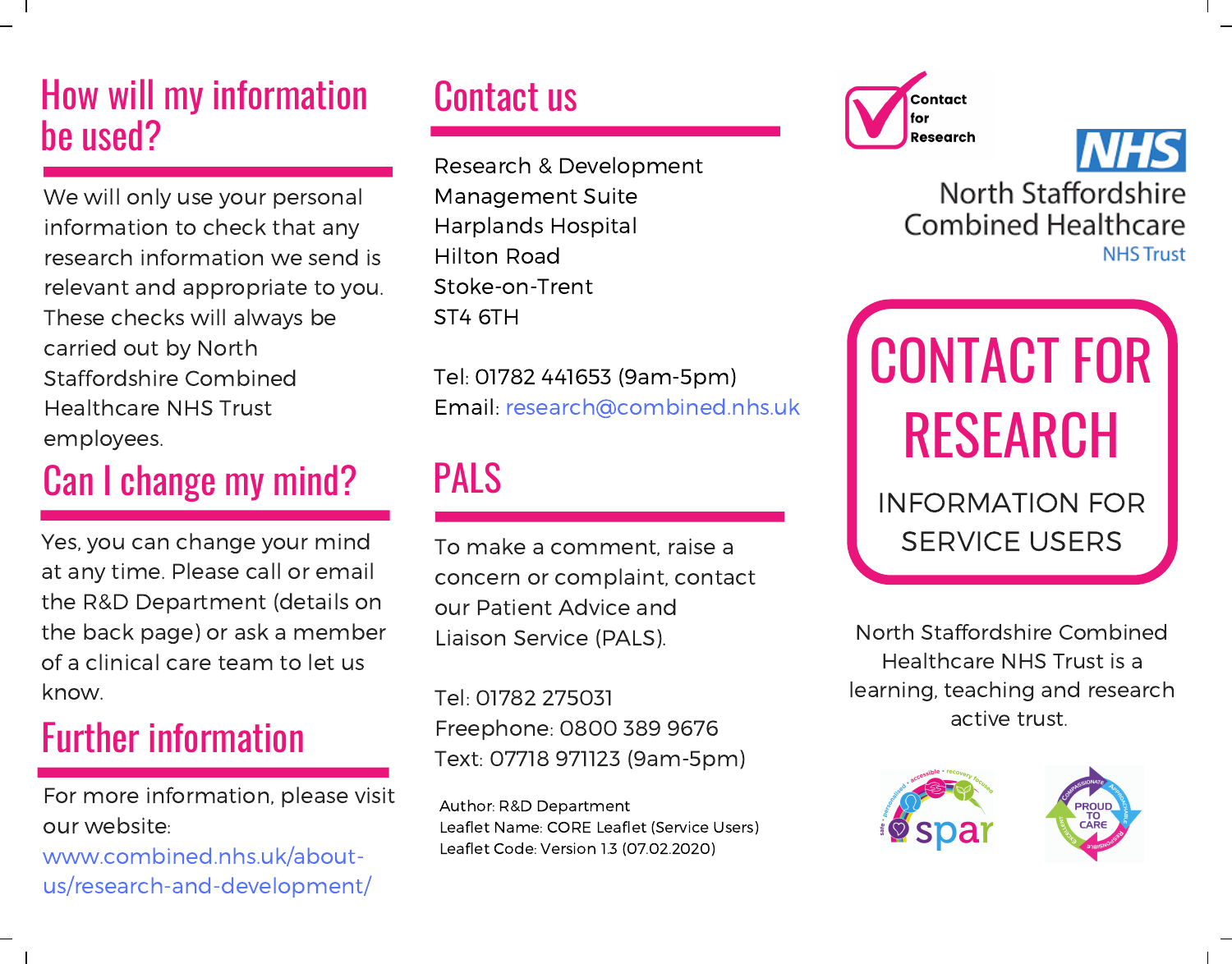## How will my information be used?

We will only use your personal information to check that any research information we send is relevant and appropriate to you. These checks will always be carried out by North Staffordshire Combined Healthcare NHS Trust employees.

## Can I change my mind?

Yes, you can change your mind at any time. Please call or email the R&D Department (details on the back page) or ask a member of a clinical care team to let us know.

## Further information

For more information, please visit our website: www.combined.nhs.uk/about-us/research-and-development/

## Contact us

Research & Development Management Suite
Harplands Hospital
Hilton Road
Stoke-on-Trent
ST4 6TH

Tel: 01782 441653 (9am-5pm)
Email: research@combined.nhs.uk

## PALS

To make a comment, raise a concern or complaint, contact our Patient Advice and Liaison Service (PALS).

Tel: 01782 275031
Freephone: 0800 389 9676
Text: 07718 971123 (9am-5pm)

Author: R&D Department
Leaflet Name: CORE Leaflet (Service Users)
Leaflet Code: Version 1.3 (07.02.2020)

Contact for Research

NHS
North Staffordshire Combined Healthcare NHS Trust

# CONTACT FOR RESEARCH

INFORMATION FOR SERVICE USERS

North Staffordshire Combined Healthcare NHS Trust is a learning, teaching and research active trust.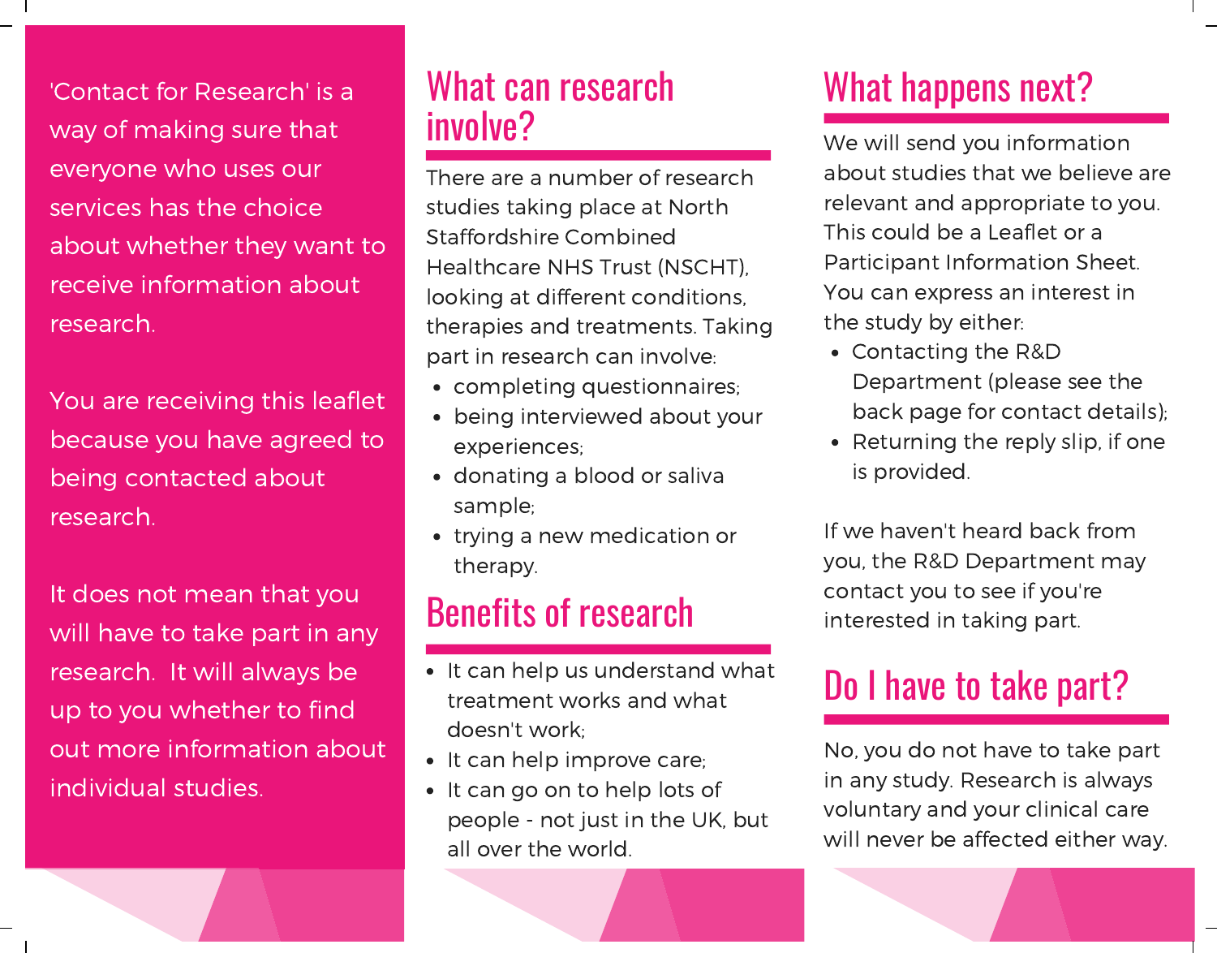'Contact for Research' is a way of making sure that everyone who uses our services has the choice about whether they want to receive information about research.

You are receiving this leaflet because you have agreed to being contacted about research.

It does not mean that you will have to take part in any research. It will always be up to you whether to find out more information about individual studies.

## What can research involve?

There are a number of research studies taking place at North Staffordshire Combined Healthcare NHS Trust (NSCHT), looking at different conditions, therapies and treatments. Taking part in research can involve:

- completing questionnaires;
- being interviewed about your experiences;
- donating a blood or saliva sample;
- trying a new medication or therapy.

## Benefits of research

- It can help us understand what treatment works and what doesn't work;
- It can help improve care;
- It can go on to help lots of people - not just in the UK, but all over the world.

## What happens next?

We will send you information about studies that we believe are relevant and appropriate to you. This could be a Leaflet or a Participant Information Sheet. You can express an interest in the study by either:

- Contacting the R&D Department (please see the back page for contact details);
- Returning the reply slip, if one is provided.

If we haven't heard back from you, the R&D Department may contact you to see if you're interested in taking part.

## Do I have to take part?

No, you do not have to take part in any study. Research is always voluntary and your clinical care will never be affected either way.